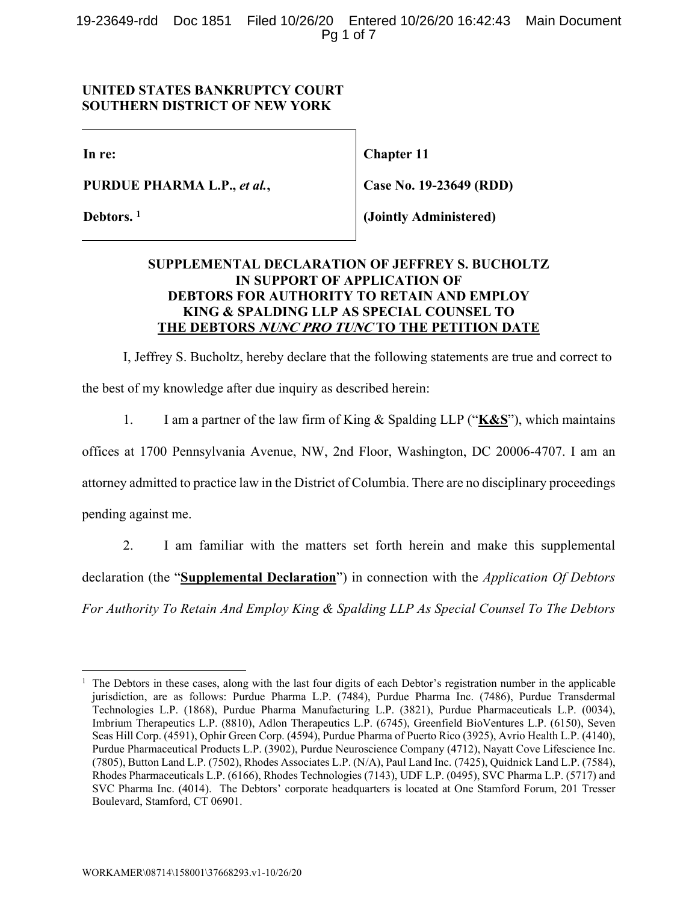**UNITED STATES BANKRUPTCY COURT**
**SOUTHERN DISTRICT OF NEW YORK**

| | |
|---|---|
| **In re:** | **Chapter 11** |
| **PURDUE PHARMA L.P., *et al.*,** | **Case No. 19-23649 (RDD)** |
| **Debtors.** [1] | **(Jointly Administered)** |

**SUPPLEMENTAL DECLARATION OF JEFFREY S. BUCHOLTZ IN SUPPORT OF APPLICATION OF DEBTORS FOR AUTHORITY TO RETAIN AND EMPLOY KING & SPALDING LLP AS SPECIAL COUNSEL TO THE DEBTORS *NUNC PRO TUNC* TO THE PETITION DATE**

I, Jeffrey S. Bucholtz, hereby declare that the following statements are true and correct to the best of my knowledge after due inquiry as described herein:

1. I am a partner of the law firm of King & Spalding LLP ("**K&S**"), which maintains offices at 1700 Pennsylvania Avenue, NW, 2nd Floor, Washington, DC 20006-4707. I am an attorney admitted to practice law in the District of Columbia. There are no disciplinary proceedings pending against me.

2. I am familiar with the matters set forth herein and make this supplemental declaration (the "**Supplemental Declaration**") in connection with the *Application Of Debtors For Authority To Retain And Employ King & Spalding LLP As Special Counsel To The Debtors*

---

[1] The Debtors in these cases, along with the last four digits of each Debtor's registration number in the applicable jurisdiction, are as follows: Purdue Pharma L.P. (7484), Purdue Pharma Inc. (7486), Purdue Transdermal Technologies L.P. (1868), Purdue Pharma Manufacturing L.P. (3821), Purdue Pharmaceuticals L.P. (0034), Imbrium Therapeutics L.P. (8810), Adlon Therapeutics L.P. (6745), Greenfield BioVentures L.P. (6150), Seven Seas Hill Corp. (4591), Ophir Green Corp. (4594), Purdue Pharma of Puerto Rico (3925), Avrio Health L.P. (4140), Purdue Pharmaceutical Products L.P. (3902), Purdue Neuroscience Company (4712), Nayatt Cove Lifescience Inc. (7805), Button Land L.P. (7502), Rhodes Associates L.P. (N/A), Paul Land Inc. (7425), Quidnick Land L.P. (7584), Rhodes Pharmaceuticals L.P. (6166), Rhodes Technologies (7143), UDF L.P. (0495), SVC Pharma L.P. (5717) and SVC Pharma Inc. (4014). The Debtors' corporate headquarters is located at One Stamford Forum, 201 Tresser Boulevard, Stamford, CT 06901.

WORKAMER\08714\158001\37668293.v1-10/26/20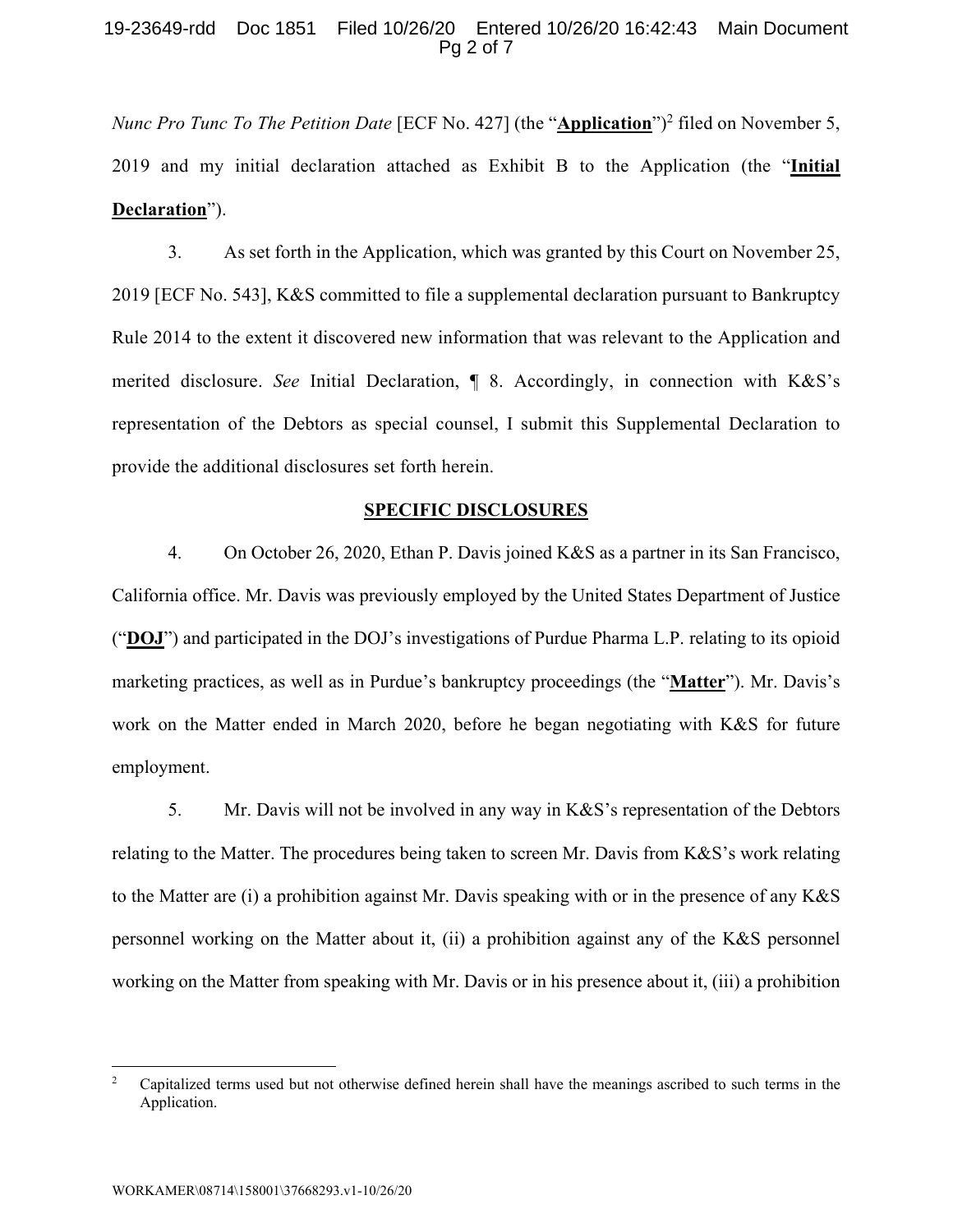*Nunc Pro Tunc To The Petition Date* [ECF No. 427] (the "**Application**")[2] filed on November 5, 2019 and my initial declaration attached as Exhibit B to the Application (the "**Initial Declaration**").

3. As set forth in the Application, which was granted by this Court on November 25, 2019 [ECF No. 543], K&S committed to file a supplemental declaration pursuant to Bankruptcy Rule 2014 to the extent it discovered new information that was relevant to the Application and merited disclosure. *See* Initial Declaration, ¶ 8. Accordingly, in connection with K&S's representation of the Debtors as special counsel, I submit this Supplemental Declaration to provide the additional disclosures set forth herein.

## SPECIFIC DISCLOSURES

4. On October 26, 2020, Ethan P. Davis joined K&S as a partner in its San Francisco, California office. Mr. Davis was previously employed by the United States Department of Justice ("**DOJ**") and participated in the DOJ's investigations of Purdue Pharma L.P. relating to its opioid marketing practices, as well as in Purdue's bankruptcy proceedings (the "**Matter**"). Mr. Davis's work on the Matter ended in March 2020, before he began negotiating with K&S for future employment.

5. Mr. Davis will not be involved in any way in K&S's representation of the Debtors relating to the Matter. The procedures being taken to screen Mr. Davis from K&S's work relating to the Matter are (i) a prohibition against Mr. Davis speaking with or in the presence of any K&S personnel working on the Matter about it, (ii) a prohibition against any of the K&S personnel working on the Matter from speaking with Mr. Davis or in his presence about it, (iii) a prohibition

[2] Capitalized terms used but not otherwise defined herein shall have the meanings ascribed to such terms in the Application.

WORKAMER\08714\158001\37668293.v1-10/26/20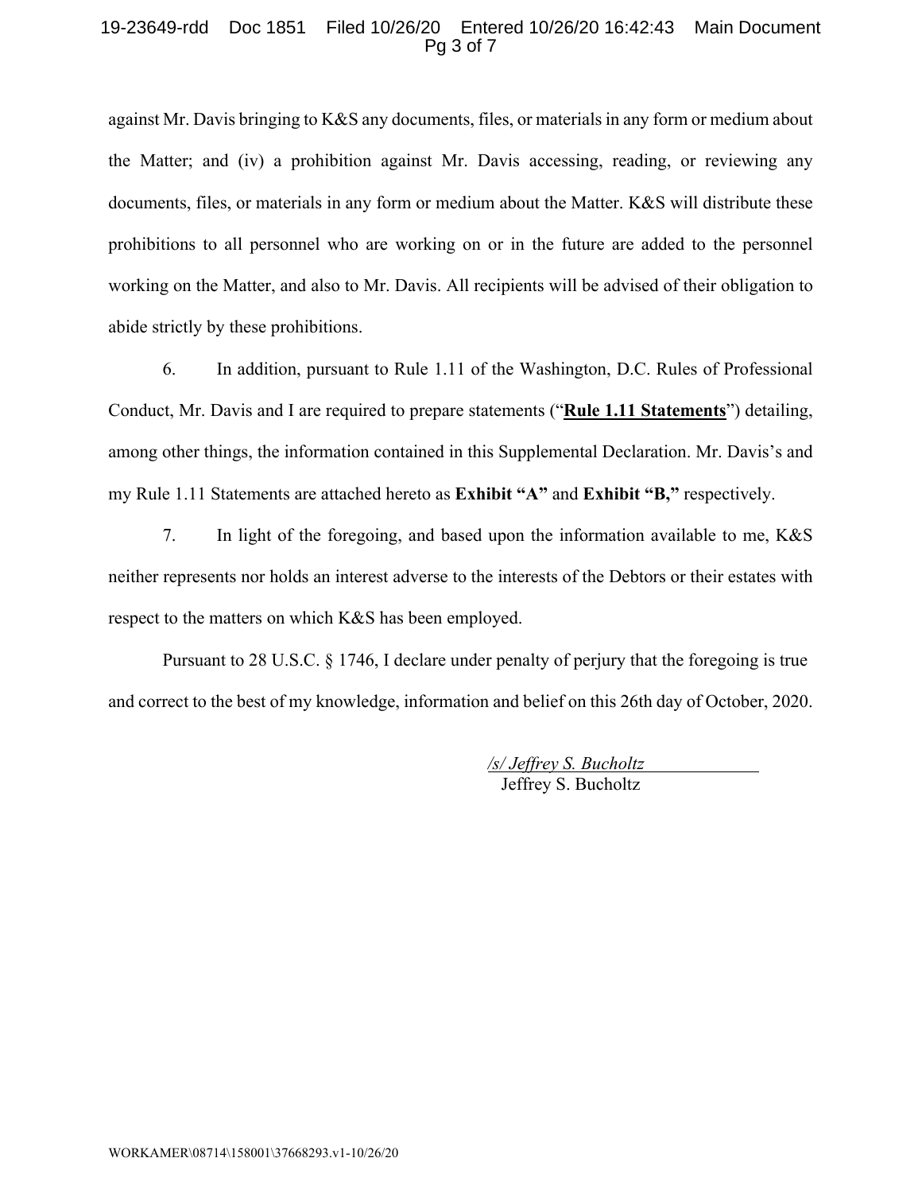against Mr. Davis bringing to K&S any documents, files, or materials in any form or medium about the Matter; and (iv) a prohibition against Mr. Davis accessing, reading, or reviewing any documents, files, or materials in any form or medium about the Matter. K&S will distribute these prohibitions to all personnel who are working on or in the future are added to the personnel working on the Matter, and also to Mr. Davis. All recipients will be advised of their obligation to abide strictly by these prohibitions.

6. In addition, pursuant to Rule 1.11 of the Washington, D.C. Rules of Professional Conduct, Mr. Davis and I are required to prepare statements ("**Rule 1.11 Statements**") detailing, among other things, the information contained in this Supplemental Declaration. Mr. Davis's and my Rule 1.11 Statements are attached hereto as **Exhibit "A"** and **Exhibit "B,"** respectively.

7. In light of the foregoing, and based upon the information available to me, K&S neither represents nor holds an interest adverse to the interests of the Debtors or their estates with respect to the matters on which K&S has been employed.

Pursuant to 28 U.S.C. § 1746, I declare under penalty of perjury that the foregoing is true and correct to the best of my knowledge, information and belief on this 26th day of October, 2020.

*/s/ Jeffrey S. Bucholtz*
Jeffrey S. Bucholtz

WORKAMER\08714\158001\37668293.v1-10/26/20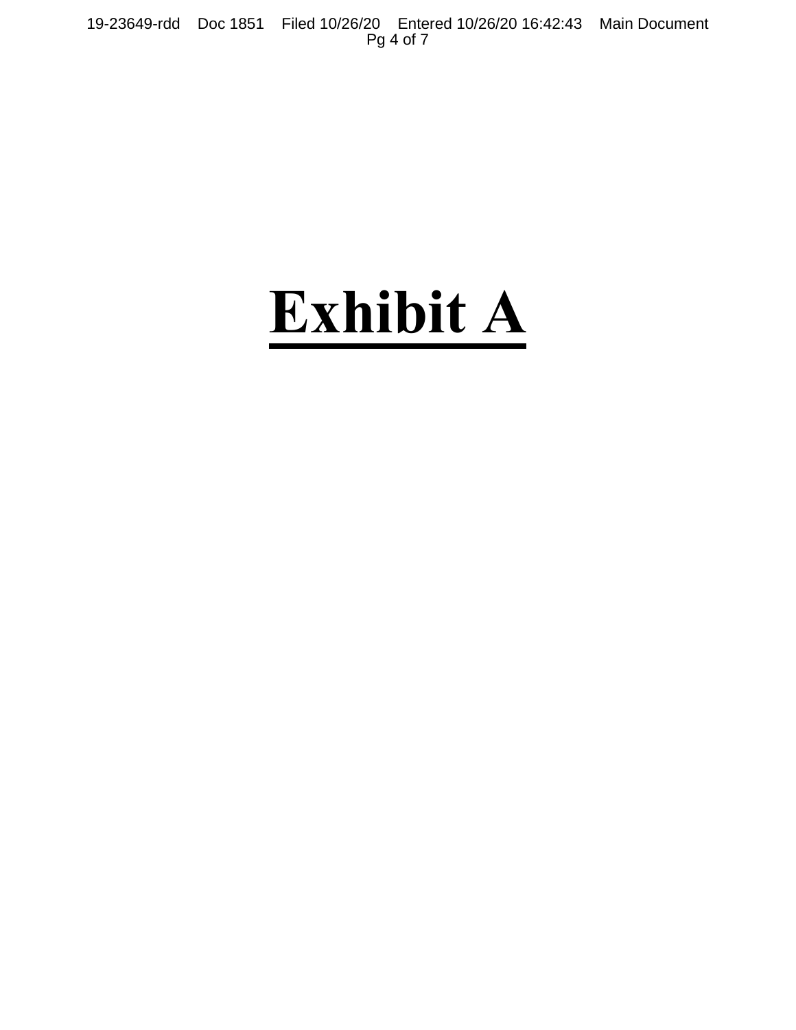# **Exhibit A**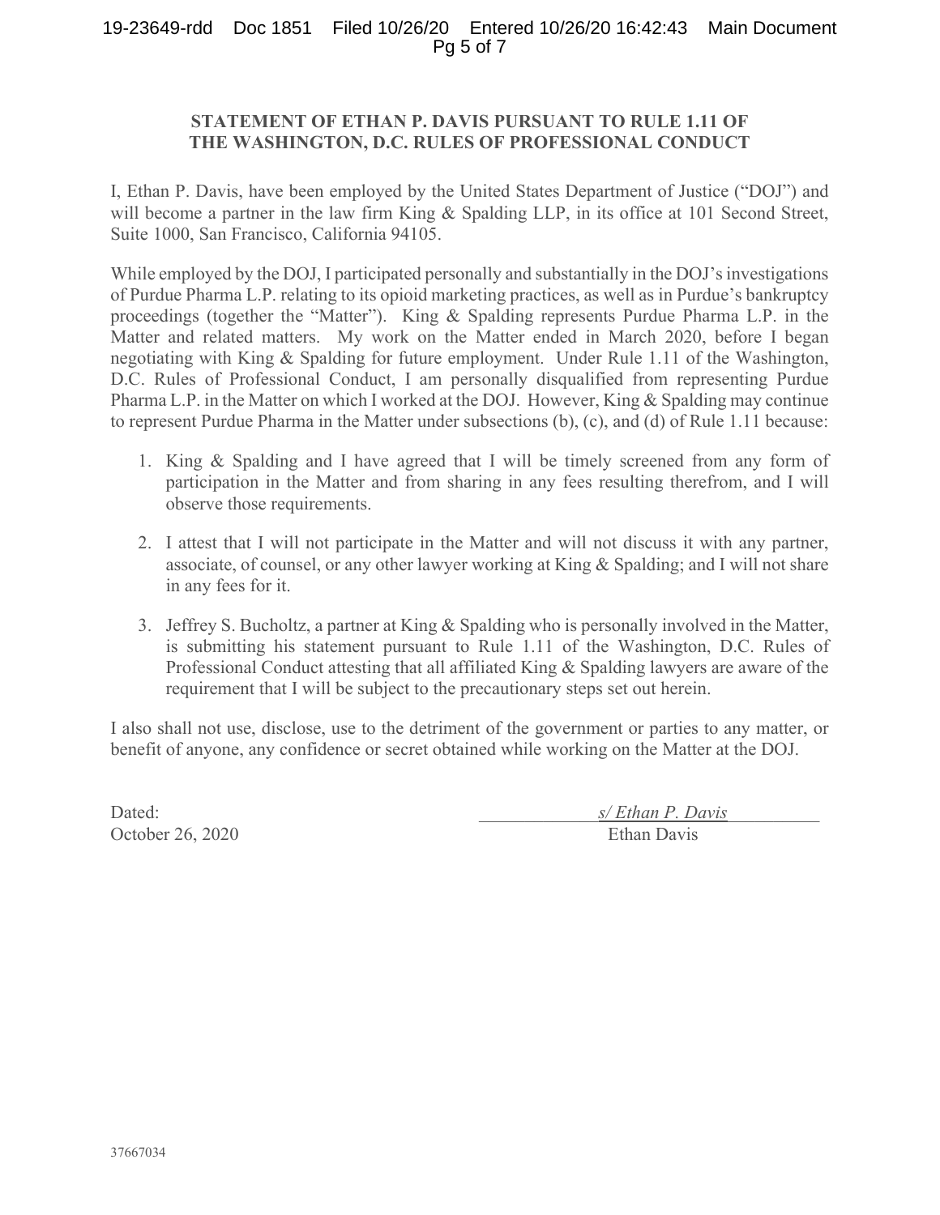**STATEMENT OF ETHAN P. DAVIS PURSUANT TO RULE 1.11 OF THE WASHINGTON, D.C. RULES OF PROFESSIONAL CONDUCT**

I, Ethan P. Davis, have been employed by the United States Department of Justice ("DOJ") and will become a partner in the law firm King & Spalding LLP, in its office at 101 Second Street, Suite 1000, San Francisco, California 94105.

While employed by the DOJ, I participated personally and substantially in the DOJ's investigations of Purdue Pharma L.P. relating to its opioid marketing practices, as well as in Purdue's bankruptcy proceedings (together the "Matter"). King & Spalding represents Purdue Pharma L.P. in the Matter and related matters. My work on the Matter ended in March 2020, before I began negotiating with King & Spalding for future employment. Under Rule 1.11 of the Washington, D.C. Rules of Professional Conduct, I am personally disqualified from representing Purdue Pharma L.P. in the Matter on which I worked at the DOJ. However, King & Spalding may continue to represent Purdue Pharma in the Matter under subsections (b), (c), and (d) of Rule 1.11 because:

1. King & Spalding and I have agreed that I will be timely screened from any form of participation in the Matter and from sharing in any fees resulting therefrom, and I will observe those requirements.
2. I attest that I will not participate in the Matter and will not discuss it with any partner, associate, of counsel, or any other lawyer working at King & Spalding; and I will not share in any fees for it.
3. Jeffrey S. Bucholtz, a partner at King & Spalding who is personally involved in the Matter, is submitting his statement pursuant to Rule 1.11 of the Washington, D.C. Rules of Professional Conduct attesting that all affiliated King & Spalding lawyers are aware of the requirement that I will be subject to the precautionary steps set out herein.

I also shall not use, disclose, use to the detriment of the government or parties to any matter, or benefit of anyone, any confidence or secret obtained while working on the Matter at the DOJ.

Dated:
October 26, 2020

*s/ Ethan P. Davis*
Ethan Davis

37667034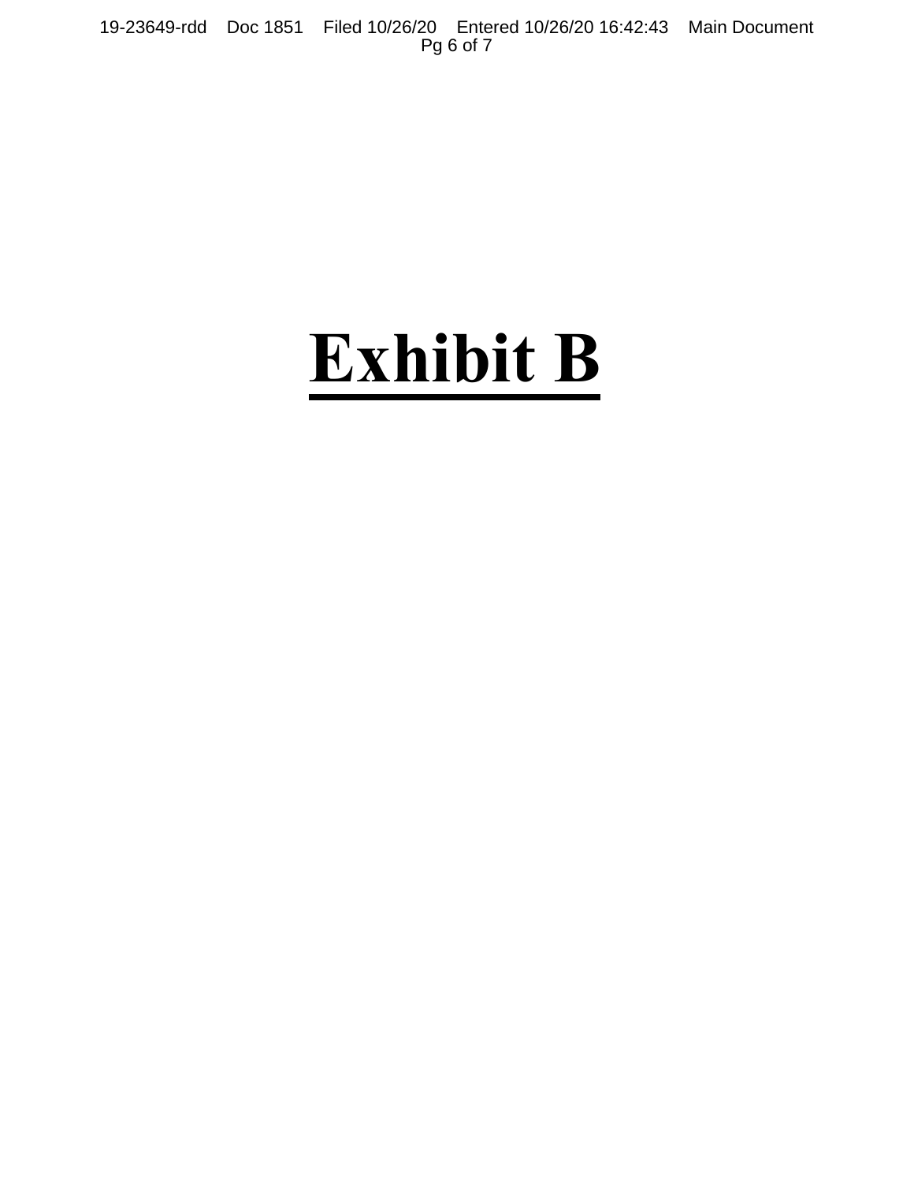# Exhibit B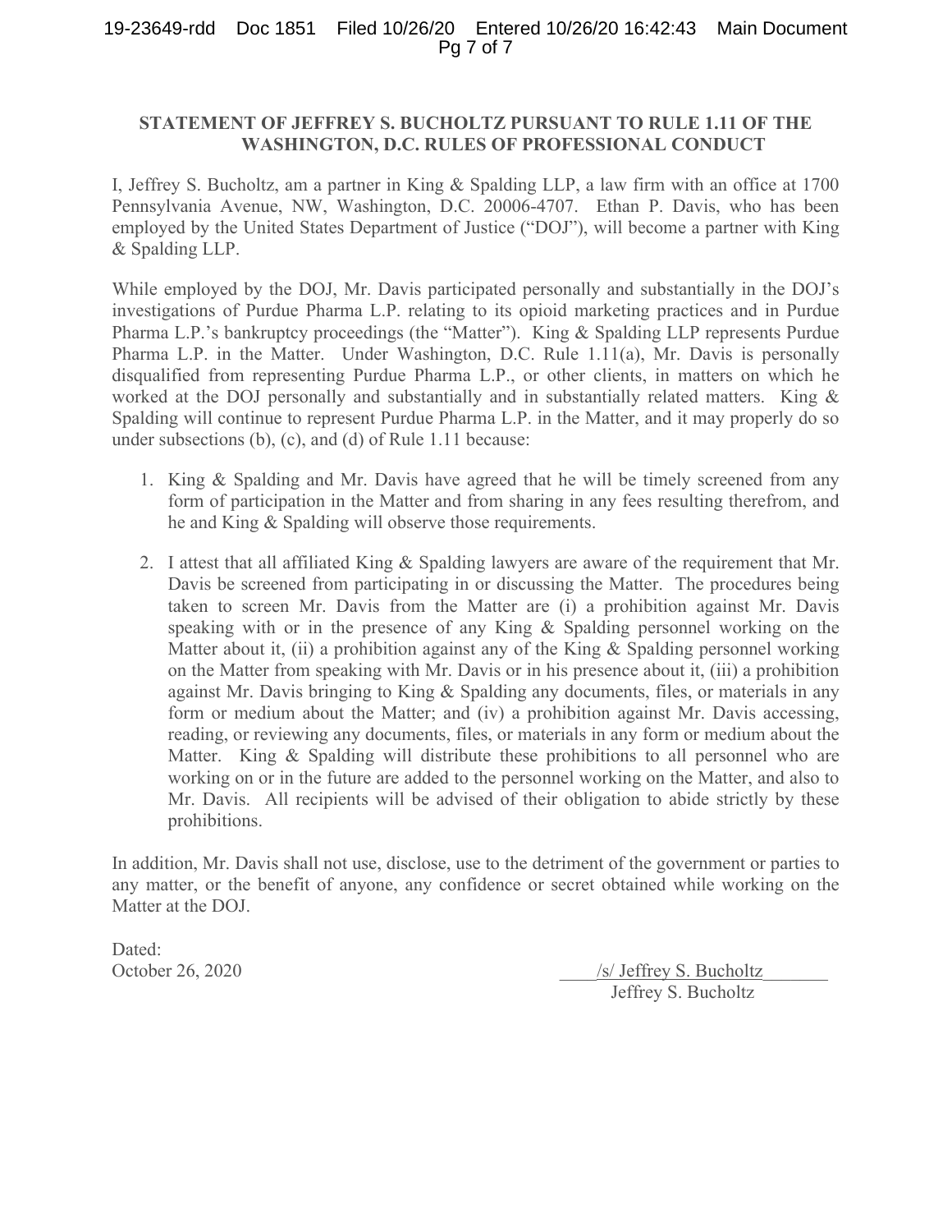## STATEMENT OF JEFFREY S. BUCHOLTZ PURSUANT TO RULE 1.11 OF THE WASHINGTON, D.C. RULES OF PROFESSIONAL CONDUCT

I, Jeffrey S. Bucholtz, am a partner in King & Spalding LLP, a law firm with an office at 1700 Pennsylvania Avenue, NW, Washington, D.C. 20006-4707. Ethan P. Davis, who has been employed by the United States Department of Justice ("DOJ"), will become a partner with King & Spalding LLP.

While employed by the DOJ, Mr. Davis participated personally and substantially in the DOJ's investigations of Purdue Pharma L.P. relating to its opioid marketing practices and in Purdue Pharma L.P.'s bankruptcy proceedings (the "Matter"). King & Spalding LLP represents Purdue Pharma L.P. in the Matter. Under Washington, D.C. Rule 1.11(a), Mr. Davis is personally disqualified from representing Purdue Pharma L.P., or other clients, in matters on which he worked at the DOJ personally and substantially and in substantially related matters. King & Spalding will continue to represent Purdue Pharma L.P. in the Matter, and it may properly do so under subsections (b), (c), and (d) of Rule 1.11 because:

1. King & Spalding and Mr. Davis have agreed that he will be timely screened from any form of participation in the Matter and from sharing in any fees resulting therefrom, and he and King & Spalding will observe those requirements.

2. I attest that all affiliated King & Spalding lawyers are aware of the requirement that Mr. Davis be screened from participating in or discussing the Matter. The procedures being taken to screen Mr. Davis from the Matter are (i) a prohibition against Mr. Davis speaking with or in the presence of any King & Spalding personnel working on the Matter about it, (ii) a prohibition against any of the King & Spalding personnel working on the Matter from speaking with Mr. Davis or in his presence about it, (iii) a prohibition against Mr. Davis bringing to King & Spalding any documents, files, or materials in any form or medium about the Matter; and (iv) a prohibition against Mr. Davis accessing, reading, or reviewing any documents, files, or materials in any form or medium about the Matter. King & Spalding will distribute these prohibitions to all personnel who are working on or in the future are added to the personnel working on the Matter, and also to Mr. Davis. All recipients will be advised of their obligation to abide strictly by these prohibitions.

In addition, Mr. Davis shall not use, disclose, use to the detriment of the government or parties to any matter, or the benefit of anyone, any confidence or secret obtained while working on the Matter at the DOJ.

Dated:
October 26, 2020

/s/ Jeffrey S. Bucholtz
Jeffrey S. Bucholtz